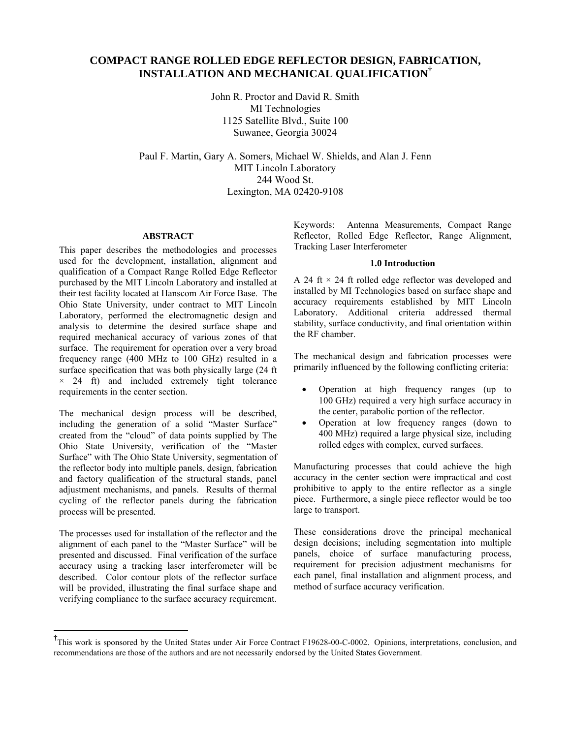# COMPACT RANGE ROLLED EDGE REFLECTOR DESIGN, FABRICATION, INSTALLATION AND MECHANICAL QUALIFICATION[†]

John R. Proctor and David R. Smith  
MI Technologies  
1125 Satellite Blvd., Suite 100  
Suwanee, Georgia 30024

Paul F. Martin, Gary A. Somers, Michael W. Shields, and Alan J. Fenn  
MIT Lincoln Laboratory  
244 Wood St.  
Lexington, MA 02420-9108

## ABSTRACT

This paper describes the methodologies and processes used for the development, installation, alignment and qualification of a Compact Range Rolled Edge Reflector purchased by the MIT Lincoln Laboratory and installed at their test facility located at Hanscom Air Force Base. The Ohio State University, under contract to MIT Lincoln Laboratory, performed the electromagnetic design and analysis to determine the desired surface shape and required mechanical accuracy of various zones of that surface. The requirement for operation over a very broad frequency range (400 MHz to 100 GHz) resulted in a surface specification that was both physically large (24 ft × 24 ft) and included extremely tight tolerance requirements in the center section.

The mechanical design process will be described, including the generation of a solid "Master Surface" created from the "cloud" of data points supplied by The Ohio State University, verification of the "Master Surface" with The Ohio State University, segmentation of the reflector body into multiple panels, design, fabrication and factory qualification of the structural stands, panel adjustment mechanisms, and panels. Results of thermal cycling of the reflector panels during the fabrication process will be presented.

The processes used for installation of the reflector and the alignment of each panel to the "Master Surface" will be presented and discussed. Final verification of the surface accuracy using a tracking laser interferometer will be described. Color contour plots of the reflector surface will be provided, illustrating the final surface shape and verifying compliance to the surface accuracy requirement.

Keywords: Antenna Measurements, Compact Range Reflector, Rolled Edge Reflector, Range Alignment, Tracking Laser Interferometer

## 1.0 Introduction

A 24 ft × 24 ft rolled edge reflector was developed and installed by MI Technologies based on surface shape and accuracy requirements established by MIT Lincoln Laboratory. Additional criteria addressed thermal stability, surface conductivity, and final orientation within the RF chamber.

The mechanical design and fabrication processes were primarily influenced by the following conflicting criteria:

- Operation at high frequency ranges (up to 100 GHz) required a very high surface accuracy in the center, parabolic portion of the reflector.
- Operation at low frequency ranges (down to 400 MHz) required a large physical size, including rolled edges with complex, curved surfaces.

Manufacturing processes that could achieve the high accuracy in the center section were impractical and cost prohibitive to apply to the entire reflector as a single piece. Furthermore, a single piece reflector would be too large to transport.

These considerations drove the principal mechanical design decisions; including segmentation into multiple panels, choice of surface manufacturing process, requirement for precision adjustment mechanisms for each panel, final installation and alignment process, and method of surface accuracy verification.

---

[†] This work is sponsored by the United States under Air Force Contract F19628-00-C-0002. Opinions, interpretations, conclusion, and recommendations are those of the authors and are not necessarily endorsed by the United States Government.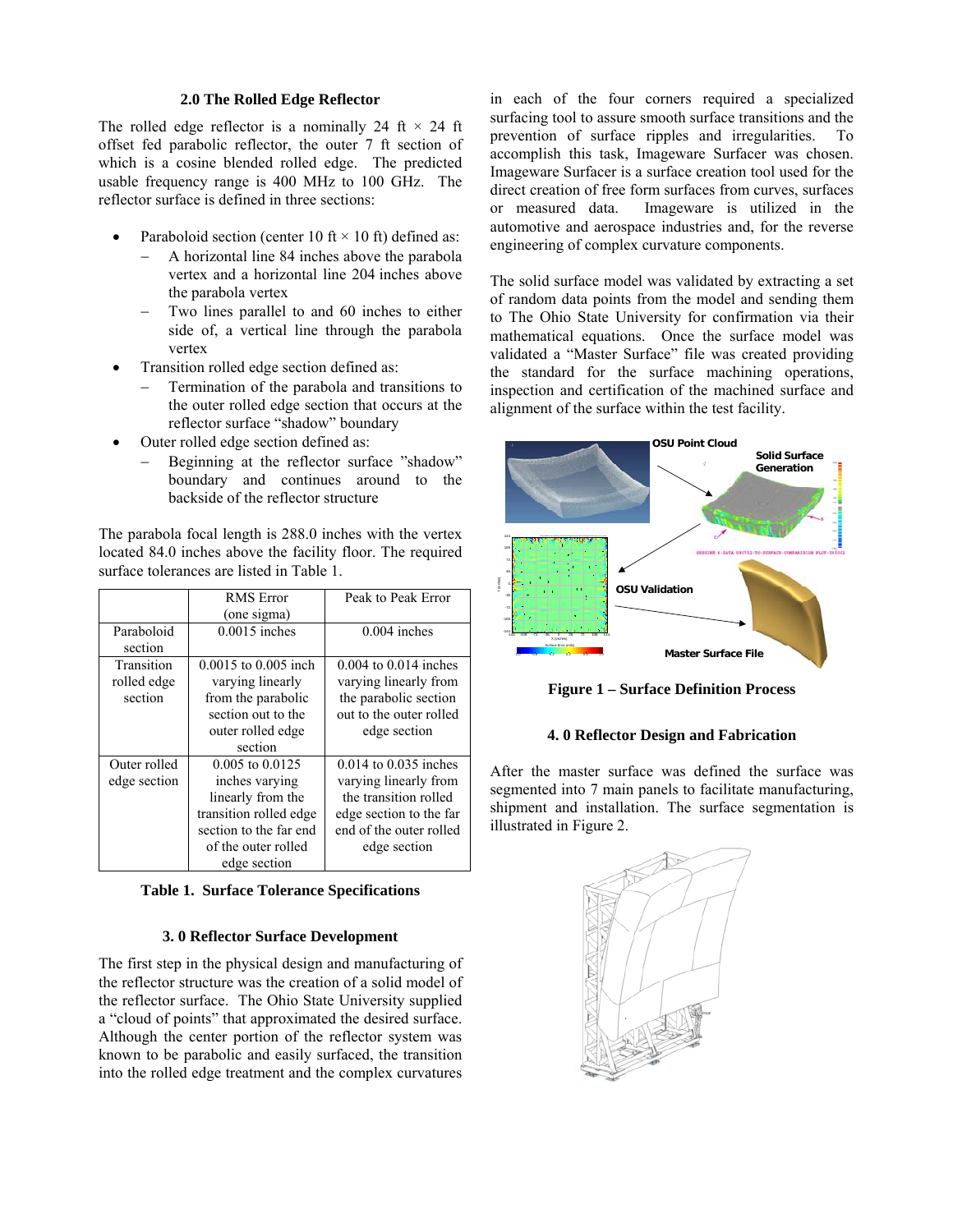### 2.0 The Rolled Edge Reflector

The rolled edge reflector is a nominally 24 ft × 24 ft offset fed parabolic reflector, the outer 7 ft section of which is a cosine blended rolled edge. The predicted usable frequency range is 400 MHz to 100 GHz. The reflector surface is defined in three sections:

- Paraboloid section (center 10 ft × 10 ft) defined as:
  - A horizontal line 84 inches above the parabola vertex and a horizontal line 204 inches above the parabola vertex
  - Two lines parallel to and 60 inches to either side of, a vertical line through the parabola vertex
- Transition rolled edge section defined as:
  - Termination of the parabola and transitions to the outer rolled edge section that occurs at the reflector surface "shadow" boundary
- Outer rolled edge section defined as:
  - Beginning at the reflector surface "shadow" boundary and continues around to the backside of the reflector structure

The parabola focal length is 288.0 inches with the vertex located 84.0 inches above the facility floor. The required surface tolerances are listed in Table 1.

| | RMS Error (one sigma) | Peak to Peak Error |
|---|---|---|
| Paraboloid section | 0.0015 inches | 0.004 inches |
| Transition rolled edge section | 0.0015 to 0.005 inch varying linearly from the parabolic section out to the outer rolled edge section | 0.004 to 0.014 inches varying linearly from the parabolic section out to the outer rolled edge section |
| Outer rolled edge section | 0.005 to 0.0125 inches varying linearly from the transition rolled edge section to the far end of the outer rolled edge section | 0.014 to 0.035 inches varying linearly from the transition rolled edge section to the far end of the outer rolled edge section |

**Table 1. Surface Tolerance Specifications**

### 3. 0 Reflector Surface Development

The first step in the physical design and manufacturing of the reflector structure was the creation of a solid model of the reflector surface. The Ohio State University supplied a "cloud of points" that approximated the desired surface. Although the center portion of the reflector system was known to be parabolic and easily surfaced, the transition into the rolled edge treatment and the complex curvatures in each of the four corners required a specialized surfacing tool to assure smooth surface transitions and the prevention of surface ripples and irregularities. To accomplish this task, Imageware Surfacer was chosen. Imageware Surfacer is a surface creation tool used for the direct creation of free form surfaces from curves, surfaces or measured data. Imageware is utilized in the automotive and aerospace industries and, for the reverse engineering of complex curvature components.

The solid surface model was validated by extracting a set of random data points from the model and sending them to The Ohio State University for confirmation via their mathematical equations. Once the surface model was validated a "Master Surface" file was created providing the standard for the surface machining operations, inspection and certification of the machined surface and alignment of the surface within the test facility.

OSU Point Cloud

Solid Surface Generation

OSU Validation

Master Surface File

**Figure 1 – Surface Definition Process**

### 4. 0 Reflector Design and Fabrication

After the master surface was defined the surface was segmented into 7 main panels to facilitate manufacturing, shipment and installation. The surface segmentation is illustrated in Figure 2.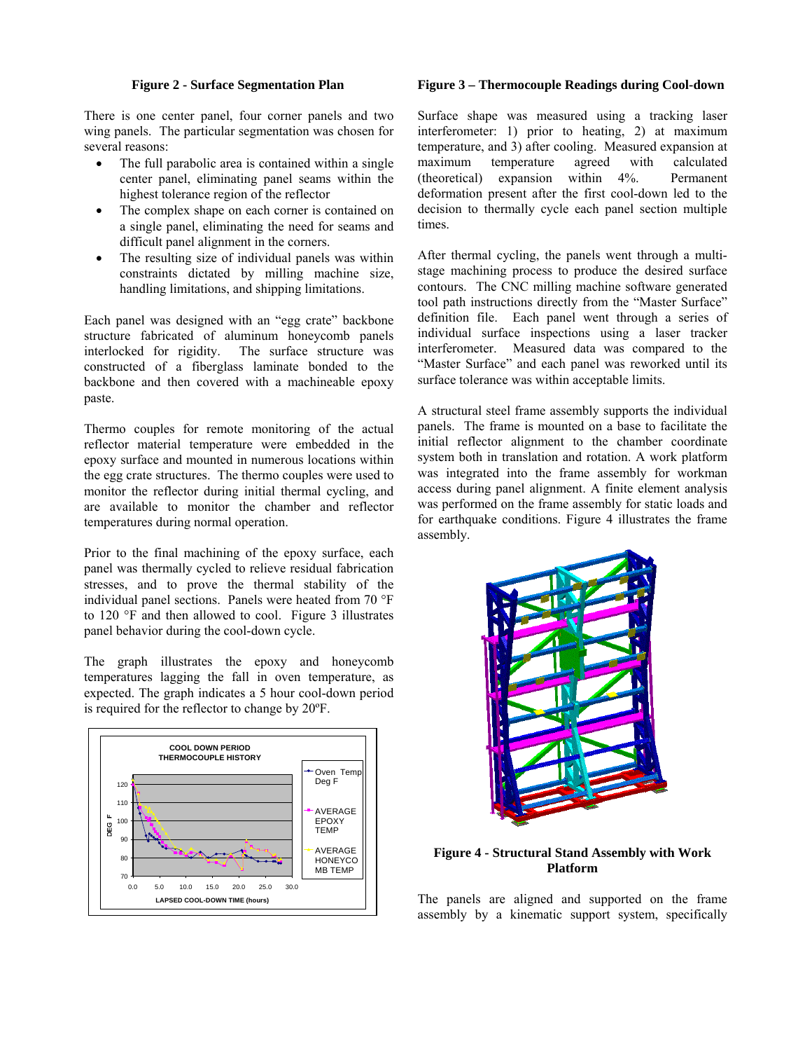**Figure 2 - Surface Segmentation Plan**

There is one center panel, four corner panels and two wing panels. The particular segmentation was chosen for several reasons:

- The full parabolic area is contained within a single center panel, eliminating panel seams within the highest tolerance region of the reflector
- The complex shape on each corner is contained on a single panel, eliminating the need for seams and difficult panel alignment in the corners.
- The resulting size of individual panels was within constraints dictated by milling machine size, handling limitations, and shipping limitations.

Each panel was designed with an "egg crate" backbone structure fabricated of aluminum honeycomb panels interlocked for rigidity. The surface structure was constructed of a fiberglass laminate bonded to the backbone and then covered with a machineable epoxy paste.

Thermo couples for remote monitoring of the actual reflector material temperature were embedded in the epoxy surface and mounted in numerous locations within the egg crate structures. The thermo couples were used to monitor the reflector during initial thermal cycling, and are available to monitor the chamber and reflector temperatures during normal operation.

Prior to the final machining of the epoxy surface, each panel was thermally cycled to relieve residual fabrication stresses, and to prove the thermal stability of the individual panel sections. Panels were heated from 70 °F to 120 °F and then allowed to cool. Figure 3 illustrates panel behavior during the cool-down cycle.

The graph illustrates the epoxy and honeycomb temperatures lagging the fall in oven temperature, as expected. The graph indicates a 5 hour cool-down period is required for the reflector to change by 20ºF.

COOL DOWN PERIOD
THERMOCOUPLE HISTORY

DEG F

70
80
90
100
110
120

0.0 5.0 10.0 15.0 20.0 25.0 30.0

LAPSED COOL-DOWN TIME (hours)

Oven Temp Deg F
AVERAGE EPOXY TEMP
AVERAGE HONEYCOMB TEMP

**Figure 3 – Thermocouple Readings during Cool-down**

Surface shape was measured using a tracking laser interferometer: 1) prior to heating, 2) at maximum temperature, and 3) after cooling. Measured expansion at maximum temperature agreed with calculated (theoretical) expansion within 4%. Permanent deformation present after the first cool-down led to the decision to thermally cycle each panel section multiple times.

After thermal cycling, the panels went through a multi-stage machining process to produce the desired surface contours. The CNC milling machine software generated tool path instructions directly from the "Master Surface" definition file. Each panel went through a series of individual surface inspections using a laser tracker interferometer. Measured data was compared to the "Master Surface" and each panel was reworked until its surface tolerance was within acceptable limits.

A structural steel frame assembly supports the individual panels. The frame is mounted on a base to facilitate the initial reflector alignment to the chamber coordinate system both in translation and rotation. A work platform was integrated into the frame assembly for workman access during panel alignment. A finite element analysis was performed on the frame assembly for static loads and for earthquake conditions. Figure 4 illustrates the frame assembly.

**Figure 4 - Structural Stand Assembly with Work Platform**

The panels are aligned and supported on the frame assembly by a kinematic support system, specifically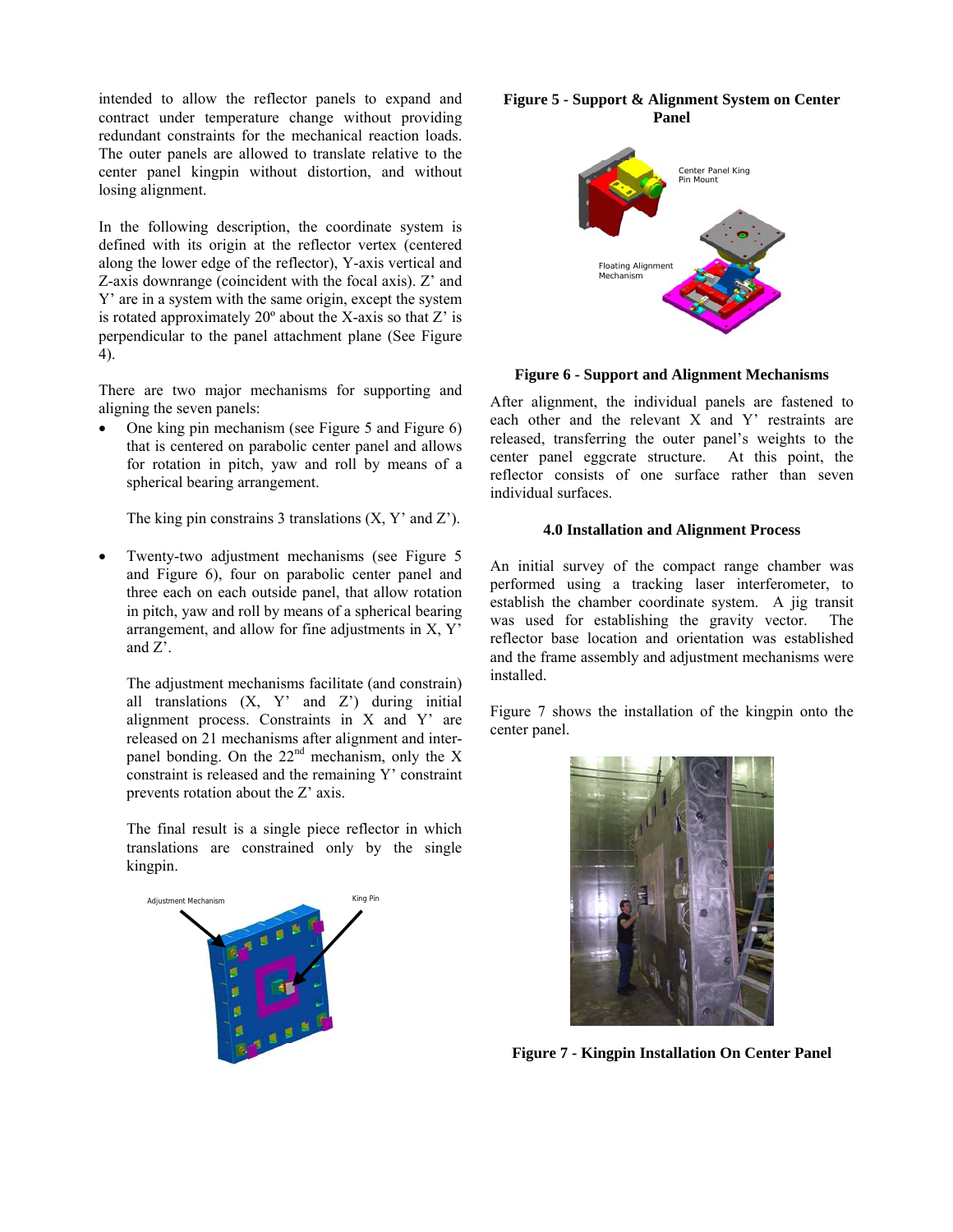intended to allow the reflector panels to expand and contract under temperature change without providing redundant constraints for the mechanical reaction loads. The outer panels are allowed to translate relative to the center panel kingpin without distortion, and without losing alignment.

In the following description, the coordinate system is defined with its origin at the reflector vertex (centered along the lower edge of the reflector), Y-axis vertical and Z-axis downrange (coincident with the focal axis). Z' and Y' are in a system with the same origin, except the system is rotated approximately 20º about the X-axis so that Z' is perpendicular to the panel attachment plane (See Figure 4).

There are two major mechanisms for supporting and aligning the seven panels:

- One king pin mechanism (see Figure 5 and Figure 6) that is centered on parabolic center panel and allows for rotation in pitch, yaw and roll by means of a spherical bearing arrangement.

  The king pin constrains 3 translations (X, Y' and Z').

- Twenty-two adjustment mechanisms (see Figure 5 and Figure 6), four on parabolic center panel and three each on each outside panel, that allow rotation in pitch, yaw and roll by means of a spherical bearing arrangement, and allow for fine adjustments in X, Y' and Z'.

  The adjustment mechanisms facilitate (and constrain) all translations (X, Y' and Z') during initial alignment process. Constraints in X and Y' are released on 21 mechanisms after alignment and inter-panel bonding. On the 22nd mechanism, only the X constraint is released and the remaining Y' constraint prevents rotation about the Z' axis.

  The final result is a single piece reflector in which translations are constrained only by the single kingpin.

Adjustment Mechanism

King Pin

**Figure 5 - Support & Alignment System on Center Panel**

Center Panel King Pin Mount

Floating Alignment Mechanism

**Figure 6 - Support and Alignment Mechanisms**

After alignment, the individual panels are fastened to each other and the relevant X and Y' restraints are released, transferring the outer panel's weights to the center panel eggcrate structure. At this point, the reflector consists of one surface rather than seven individual surfaces.

### 4.0 Installation and Alignment Process

An initial survey of the compact range chamber was performed using a tracking laser interferometer, to establish the chamber coordinate system. A jig transit was used for establishing the gravity vector. The reflector base location and orientation was established and the frame assembly and adjustment mechanisms were installed.

Figure 7 shows the installation of the kingpin onto the center panel.

**Figure 7 - Kingpin Installation On Center Panel**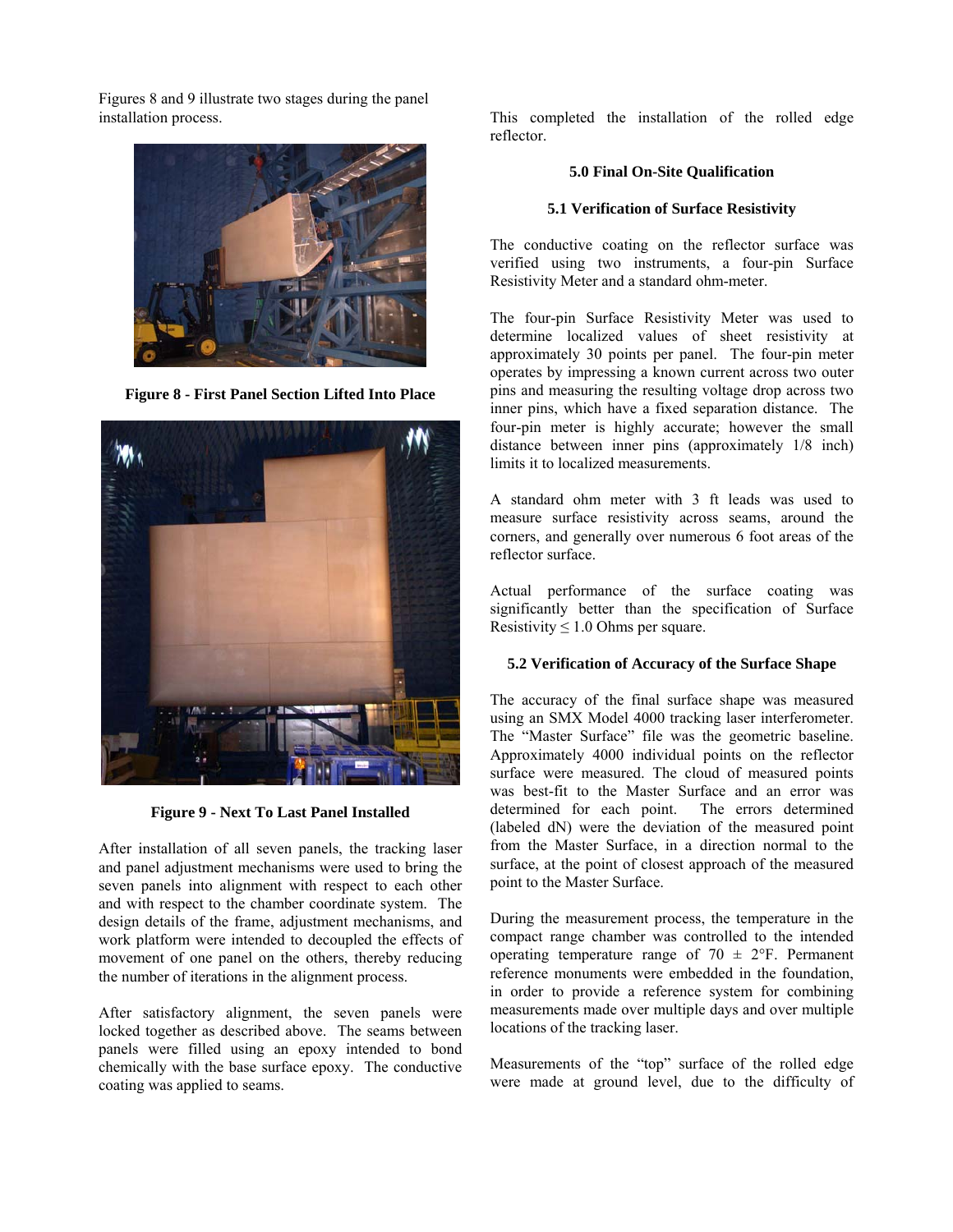Figures 8 and 9 illustrate two stages during the panel installation process.

**Figure 8 - First Panel Section Lifted Into Place**

**Figure 9 - Next To Last Panel Installed**

After installation of all seven panels, the tracking laser and panel adjustment mechanisms were used to bring the seven panels into alignment with respect to each other and with respect to the chamber coordinate system. The design details of the frame, adjustment mechanisms, and work platform were intended to decoupled the effects of movement of one panel on the others, thereby reducing the number of iterations in the alignment process.

After satisfactory alignment, the seven panels were locked together as described above. The seams between panels were filled using an epoxy intended to bond chemically with the base surface epoxy. The conductive coating was applied to seams.

This completed the installation of the rolled edge reflector.

## 5.0 Final On-Site Qualification

### 5.1 Verification of Surface Resistivity

The conductive coating on the reflector surface was verified using two instruments, a four-pin Surface Resistivity Meter and a standard ohm-meter.

The four-pin Surface Resistivity Meter was used to determine localized values of sheet resistivity at approximately 30 points per panel. The four-pin meter operates by impressing a known current across two outer pins and measuring the resulting voltage drop across two inner pins, which have a fixed separation distance. The four-pin meter is highly accurate; however the small distance between inner pins (approximately 1/8 inch) limits it to localized measurements.

A standard ohm meter with 3 ft leads was used to measure surface resistivity across seams, around the corners, and generally over numerous 6 foot areas of the reflector surface.

Actual performance of the surface coating was significantly better than the specification of Surface Resistivity ≤ 1.0 Ohms per square.

### 5.2 Verification of Accuracy of the Surface Shape

The accuracy of the final surface shape was measured using an SMX Model 4000 tracking laser interferometer. The "Master Surface" file was the geometric baseline. Approximately 4000 individual points on the reflector surface were measured. The cloud of measured points was best-fit to the Master Surface and an error was determined for each point. The errors determined (labeled dN) were the deviation of the measured point from the Master Surface, in a direction normal to the surface, at the point of closest approach of the measured point to the Master Surface.

During the measurement process, the temperature in the compact range chamber was controlled to the intended operating temperature range of 70 ± 2°F. Permanent reference monuments were embedded in the foundation, in order to provide a reference system for combining measurements made over multiple days and over multiple locations of the tracking laser.

Measurements of the "top" surface of the rolled edge were made at ground level, due to the difficulty of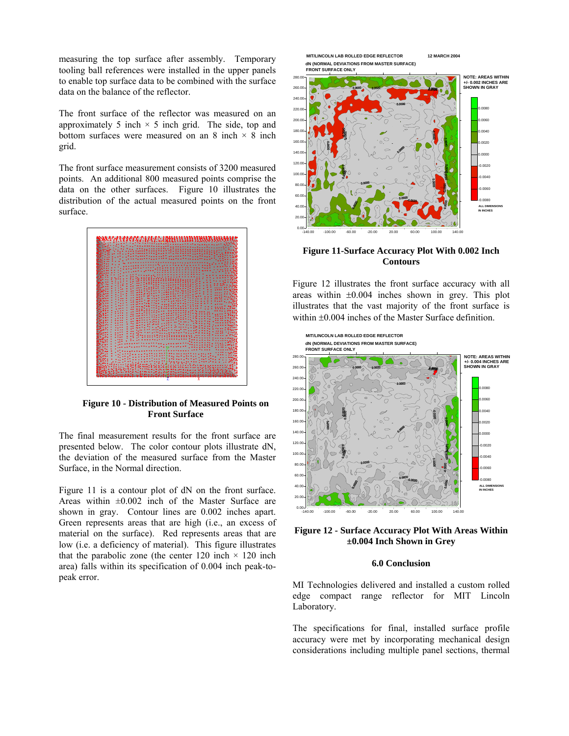measuring the top surface after assembly. Temporary tooling ball references were installed in the upper panels to enable top surface data to be combined with the surface data on the balance of the reflector.

The front surface of the reflector was measured on an approximately 5 inch × 5 inch grid. The side, top and bottom surfaces were measured on an 8 inch × 8 inch grid.

The front surface measurement consists of 3200 measured points. An additional 800 measured points comprise the data on the other surfaces. Figure 10 illustrates the distribution of the actual measured points on the front surface.

**Figure 10 - Distribution of Measured Points on Front Surface**

The final measurement results for the front surface are presented below. The color contour plots illustrate dN, the deviation of the measured surface from the Master Surface, in the Normal direction.

Figure 11 is a contour plot of dN on the front surface. Areas within ±0.002 inch of the Master Surface are shown in gray. Contour lines are 0.002 inches apart. Green represents areas that are high (i.e., an excess of material on the surface). Red represents areas that are low (i.e. a deficiency of material). This figure illustrates that the parabolic zone (the center 120 inch × 120 inch area) falls within its specification of 0.004 inch peak-to-peak error.

MIT/LINCOLN LAB ROLLED EDGE REFLECTOR
12 MARCH 2004
dN (NORMAL DEVIATIONS FROM MASTER SURFACE)
FRONT SURFACE ONLY
NOTE: AREAS WITHIN +/- 0.002 INCHES ARE SHOWN IN GRAY
ALL DIMENSIONS IN INCHES

**Figure 11-Surface Accuracy Plot With 0.002 Inch Contours**

Figure 12 illustrates the front surface accuracy with all areas within ±0.004 inches shown in grey. This plot illustrates that the vast majority of the front surface is within ±0.004 inches of the Master Surface definition.

MIT/LINCOLN LAB ROLLED EDGE REFLECTOR
dN (NORMAL DEVIATIONS FROM MASTER SURFACE)
FRONT SURFACE ONLY
NOTE: AREAS WITHIN +/- 0.004 INCHES ARE SHOWN IN GRAY
ALL DIMENSIONS IN INCHES

**Figure 12 - Surface Accuracy Plot With Areas Within ±0.004 Inch Shown in Grey**

### 6.0 Conclusion

MI Technologies delivered and installed a custom rolled edge compact range reflector for MIT Lincoln Laboratory.

The specifications for final, installed surface profile accuracy were met by incorporating mechanical design considerations including multiple panel sections, thermal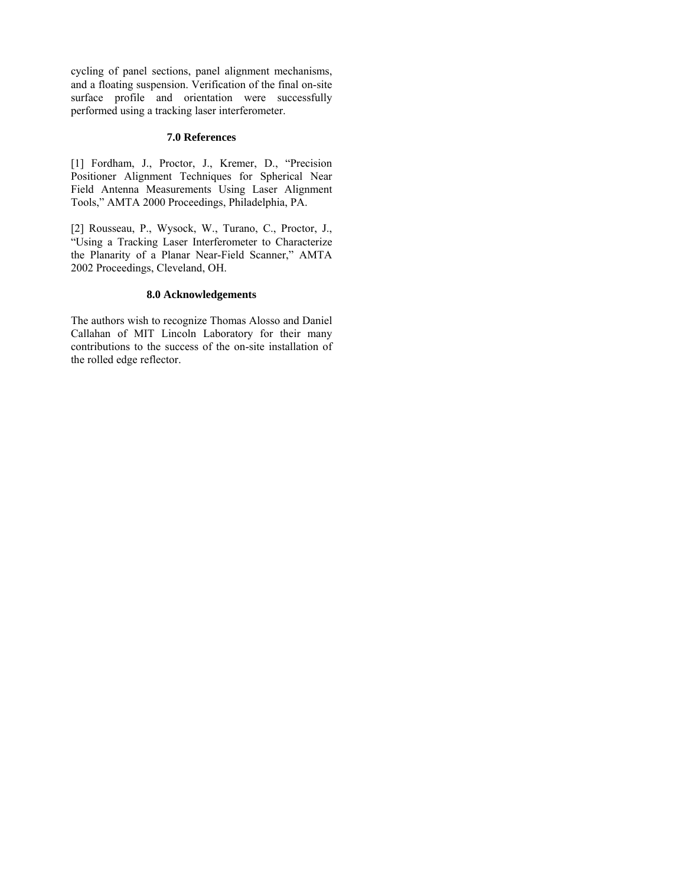cycling of panel sections, panel alignment mechanisms, and a floating suspension. Verification of the final on-site surface profile and orientation were successfully performed using a tracking laser interferometer.

## 7.0 References

[1] Fordham, J., Proctor, J., Kremer, D., "Precision Positioner Alignment Techniques for Spherical Near Field Antenna Measurements Using Laser Alignment Tools," AMTA 2000 Proceedings, Philadelphia, PA.

[2] Rousseau, P., Wysock, W., Turano, C., Proctor, J., "Using a Tracking Laser Interferometer to Characterize the Planarity of a Planar Near-Field Scanner," AMTA 2002 Proceedings, Cleveland, OH.

## 8.0 Acknowledgements

The authors wish to recognize Thomas Alosso and Daniel Callahan of MIT Lincoln Laboratory for their many contributions to the success of the on-site installation of the rolled edge reflector.